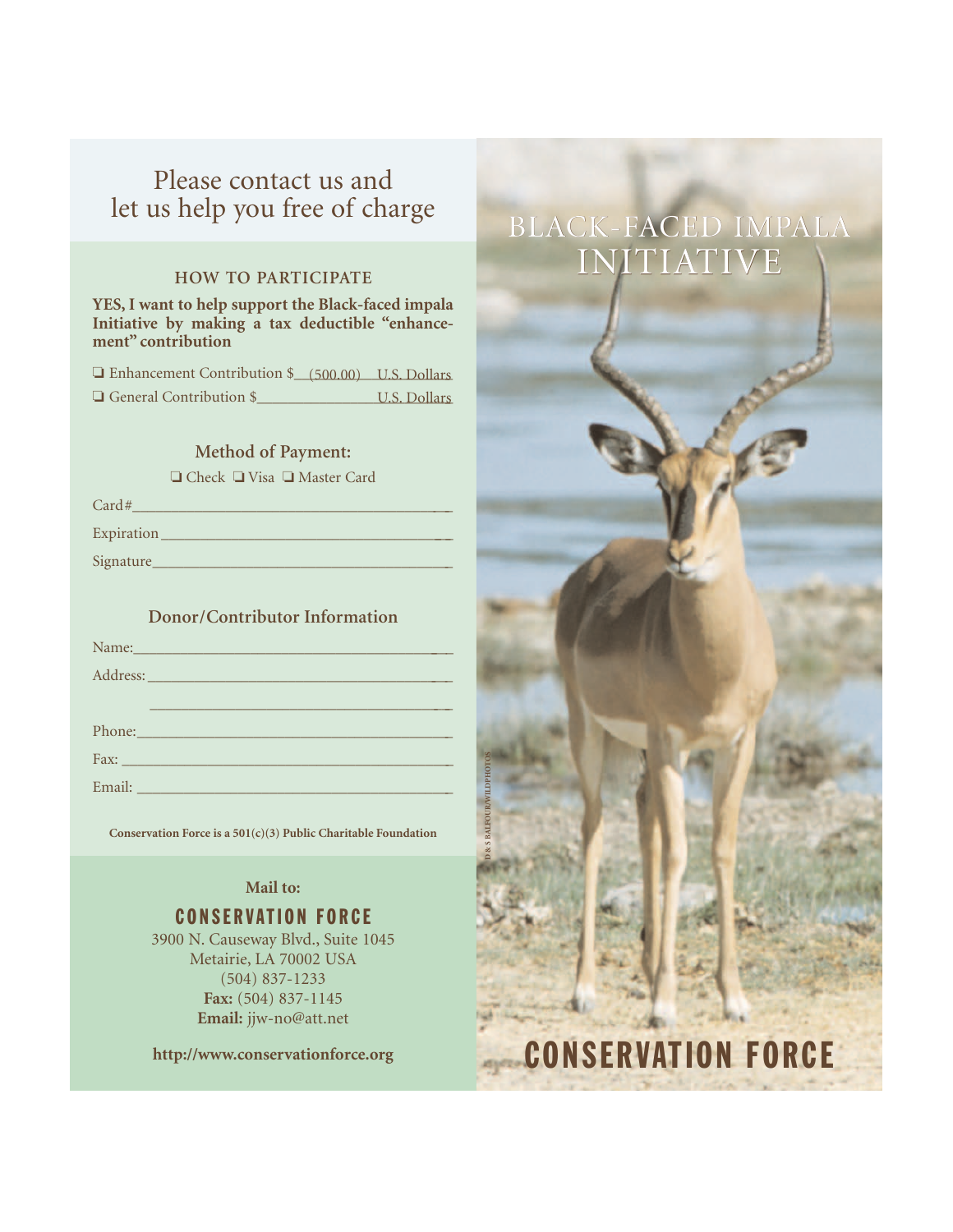Please contact us and let us help you free of charge

## HOW TO PARTICIPATE

**YES, I want to help support the Black-faced impala Initiative by making a tax deductible "enhancement" contribution**

❑ Enhancement Contribution $ (500.00) U.S. Dollars

❑ General Contribution $\_\_\_\_\_\_\_\_\_\_\_\_\_\_ U.S. Dollars

### Method of Payment:

❑ Check ❑ Visa ❑ Master Card

Card#\_\_\_\_\_\_\_\_\_\_\_\_\_\_\_\_\_\_\_\_\_\_\_\_\_\_\_\_\_\_\_\_\_\_\_\_

Expiration\_\_\_\_\_\_\_\_\_\_\_\_\_\_\_\_\_\_\_\_\_\_\_\_\_\_\_\_\_\_\_\_

Signature\_\_\_\_\_\_\_\_\_\_\_\_\_\_\_\_\_\_\_\_\_\_\_\_\_\_\_\_\_\_\_\_\_

### Donor/Contributor Information

Name:\_\_\_\_\_\_\_\_\_\_\_\_\_\_\_\_\_\_\_\_\_\_\_\_\_\_\_\_\_\_\_\_\_\_\_\_

Address:\_\_\_\_\_\_\_\_\_\_\_\_\_\_\_\_\_\_\_\_\_\_\_\_\_\_\_\_\_\_\_\_\_\_

\_\_\_\_\_\_\_\_\_\_\_\_\_\_\_\_\_\_\_\_\_\_\_\_\_\_\_\_\_\_\_\_\_\_\_\_\_\_\_\_

Phone:\_\_\_\_\_\_\_\_\_\_\_\_\_\_\_\_\_\_\_\_\_\_\_\_\_\_\_\_\_\_\_\_\_\_\_

Fax:\_\_\_\_\_\_\_\_\_\_\_\_\_\_\_\_\_\_\_\_\_\_\_\_\_\_\_\_\_\_\_\_\_\_\_\_\_

Email:\_\_\_\_\_\_\_\_\_\_\_\_\_\_\_\_\_\_\_\_\_\_\_\_\_\_\_\_\_\_\_\_\_\_\_

**Conservation Force is a 501(c)(3) Public Charitable Foundation**

**Mail to:**

**CONSERVATION FORCE**

3900 N. Causeway Blvd., Suite 1045
Metairie, LA 70002 USA
(504) 837-1233
**Fax:** (504) 837-1145
**Email:** jjw-no@att.net

**http://www.conservationforce.org**

# BLACK-FACED IMPALA INITIATIVE

D & S BALFOUR/WILDPHOTOS

# CONSERVATION FORCE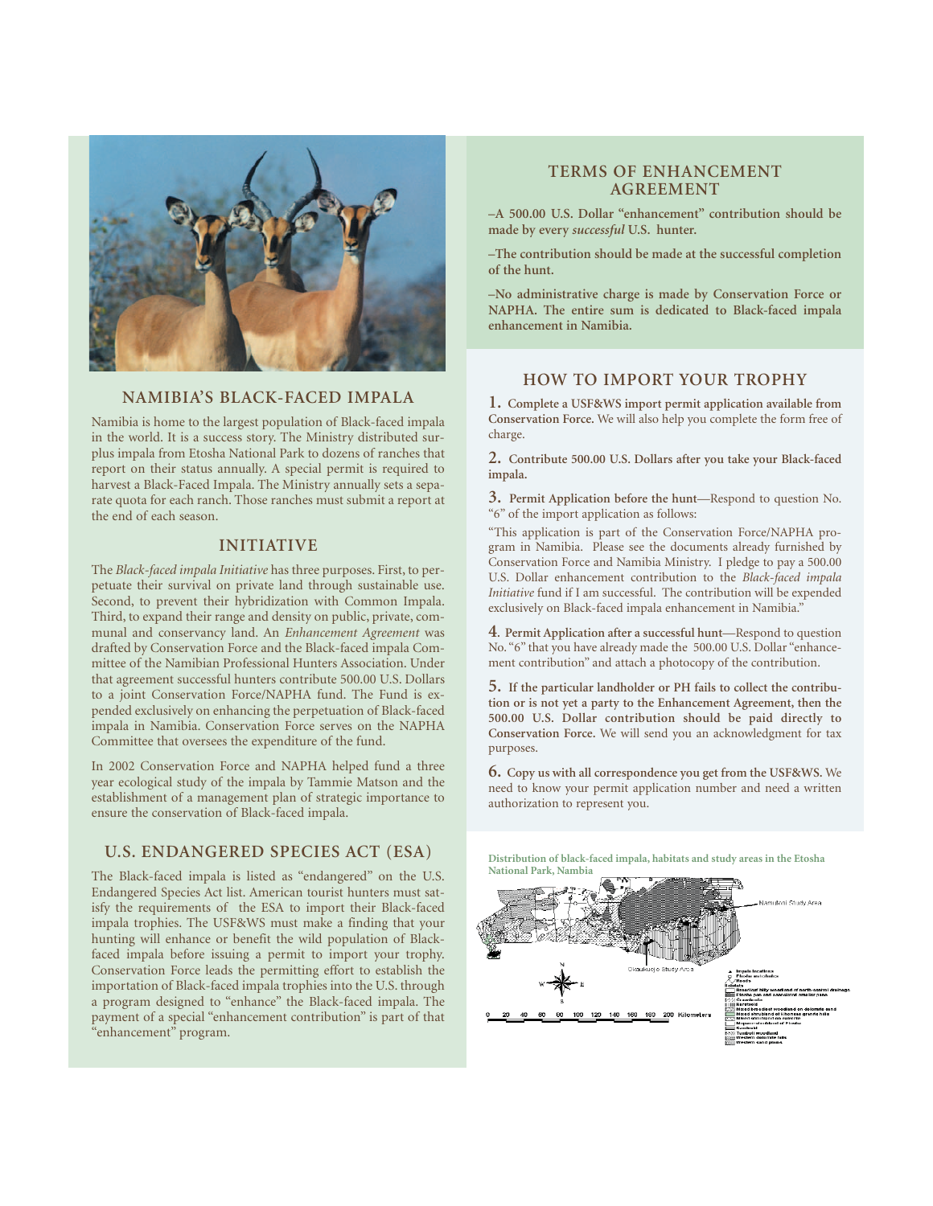## NAMIBIA'S BLACK-FACED IMPALA

Namibia is home to the largest population of Black-faced impala in the world. It is a success story. The Ministry distributed surplus impala from Etosha National Park to dozens of ranches that report on their status annually. A special permit is required to harvest a Black-Faced Impala. The Ministry annually sets a separate quota for each ranch. Those ranches must submit a report at the end of each season.

## INITIATIVE

The *Black-faced impala Initiative* has three purposes. First, to perpetuate their survival on private land through sustainable use. Second, to prevent their hybridization with Common Impala. Third, to expand their range and density on public, private, communal and conservancy land. An *Enhancement Agreement* was drafted by Conservation Force and the Black-faced impala Committee of the Namibian Professional Hunters Association. Under that agreement successful hunters contribute 500.00 U.S. Dollars to a joint Conservation Force/NAPHA fund. The Fund is expended exclusively on enhancing the perpetuation of Black-faced impala in Namibia. Conservation Force serves on the NAPHA Committee that oversees the expenditure of the fund.

In 2002 Conservation Force and NAPHA helped fund a three year ecological study of the impala by Tammie Matson and the establishment of a management plan of strategic importance to ensure the conservation of Black-faced impala.

## U.S. ENDANGERED SPECIES ACT (ESA)

The Black-faced impala is listed as "endangered" on the U.S. Endangered Species Act list. American tourist hunters must satisfy the requirements of the ESA to import their Black-faced impala trophies. The USF&WS must make a finding that your hunting will enhance or benefit the wild population of Black-faced impala before issuing a permit to import your trophy. Conservation Force leads the permitting effort to establish the importation of Black-faced impala trophies into the U.S. through a program designed to "enhance" the Black-faced impala. The payment of a special "enhancement contribution" is part of that "enhancement" program.

## TERMS OF ENHANCEMENT AGREEMENT

**–A 500.00 U.S. Dollar "enhancement" contribution should be made by every *successful* U.S. hunter.**

**–The contribution should be made at the successful completion of the hunt.**

**–No administrative charge is made by Conservation Force or NAPHA. The entire sum is dedicated to Black-faced impala enhancement in Namibia.**

## HOW TO IMPORT YOUR TROPHY

**1. Complete a USF&WS import permit application available from Conservation Force.** We will also help you complete the form free of charge.

**2. Contribute 500.00 U.S. Dollars after you take your Black-faced impala.**

**3. Permit Application before the hunt**—Respond to question No. "6" of the import application as follows:

"This application is part of the Conservation Force/NAPHA program in Namibia. Please see the documents already furnished by Conservation Force and Namibia Ministry. I pledge to pay a 500.00 U.S. Dollar enhancement contribution to the *Black-faced impala Initiative* fund if I am successful. The contribution will be expended exclusively on Black-faced impala enhancement in Namibia."

**4. Permit Application after a successful hunt**—Respond to question No. "6" that you have already made the 500.00 U.S. Dollar "enhancement contribution" and attach a photocopy of the contribution.

**5. If the particular landholder or PH fails to collect the contribution or is not yet a party to the Enhancement Agreement, then the 500.00 U.S. Dollar contribution should be paid directly to Conservation Force.** We will send you an acknowledgment for tax purposes.

**6. Copy us with all correspondence you get from the USF&WS.** We need to know your permit application number and need a written authorization to represent you.

**Distribution of black-faced impala, habitats and study areas in the Etosha National Park, Nambia**

Namutoni Study Area

Okaukuejo Study Area

0 20 40 60 80 100 120 140 160 180 200 Kilometers